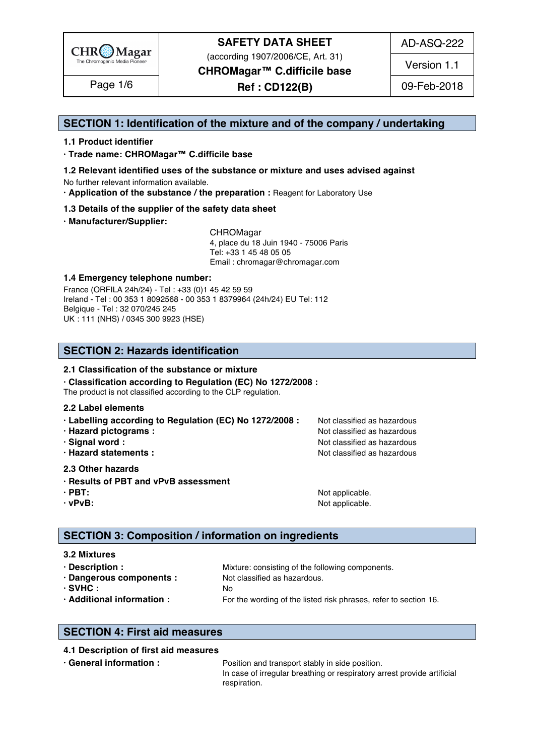## SECTION 1: Identification of the mixture and of the company / undertaking

### 1.1 Product identifier

**· Trade name: CHROMagar™ C.difficile base**

### 1.2 Relevant identified uses of the substance or mixture and uses advised against

No further relevant information available.

**· Application of the substance / the preparation :** Reagent for Laboratory Use

### 1.3 Details of the supplier of the safety data sheet

**· Manufacturer/Supplier:**

CHROMagar
4, place du 18 Juin 1940 - 75006 Paris
Tel: +33 1 45 48 05 05
Email : chromagar@chromagar.com

### 1.4 Emergency telephone number:

France (ORFILA 24h/24) - Tel : +33 (0)1 45 42 59 59
Ireland - Tel : 00 353 1 8092568 - 00 353 1 8379964 (24h/24) EU Tel: 112
Belgique - Tel : 32 070/245 245
UK : 111 (NHS) / 0345 300 9923 (HSE)

## SECTION 2: Hazards identification

### 2.1 Classification of the substance or mixture

**· Classification according to Regulation (EC) No 1272/2008 :**
The product is not classified according to the CLP regulation.

### 2.2 Label elements

**· Labelling according to Regulation (EC) No 1272/2008 :** Not classified as hazardous
**· Hazard pictograms :** Not classified as hazardous
**· Signal word :** Not classified as hazardous
**· Hazard statements :** Not classified as hazardous

### 2.3 Other hazards

**· Results of PBT and vPvB assessment**
**· PBT:** Not applicable.
**· vPvB:** Not applicable.

## SECTION 3: Composition / information on ingredients

### 3.2 Mixtures

**· Description :** Mixture: consisting of the following components.
**· Dangerous components :** Not classified as hazardous.
**· SVHC :** No
**· Additional information :** For the wording of the listed risk phrases, refer to section 16.

## SECTION 4: First aid measures

### 4.1 Description of first aid measures

**· General information :** Position and transport stably in side position.
In case of irregular breathing or respiratory arrest provide artificial respiration.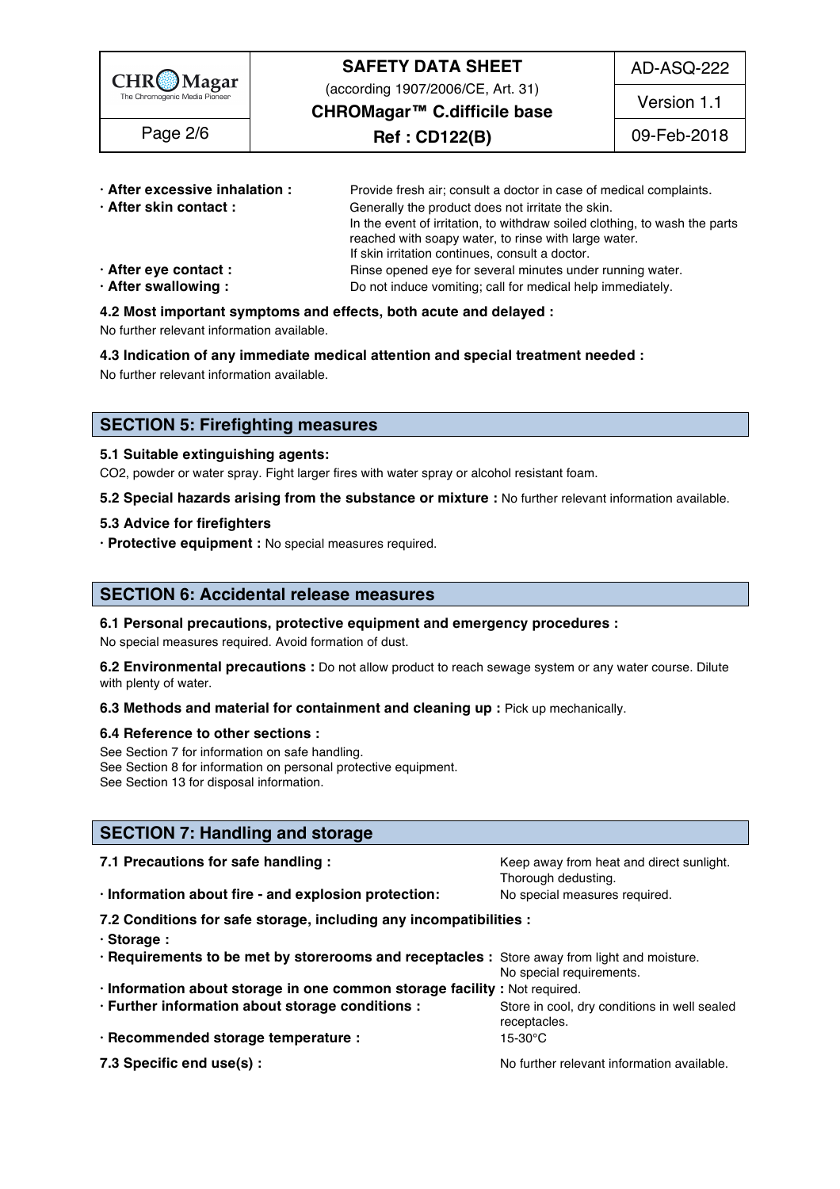**· After excessive inhalation :** Provide fresh air; consult a doctor in case of medical complaints.

**· After skin contact :** Generally the product does not irritate the skin.
In the event of irritation, to withdraw soiled clothing, to wash the parts reached with soapy water, to rinse with large water.
If skin irritation continues, consult a doctor.

**· After eye contact :** Rinse opened eye for several minutes under running water.

**· After swallowing :** Do not induce vomiting; call for medical help immediately.

**4.2 Most important symptoms and effects, both acute and delayed :**

No further relevant information available.

**4.3 Indication of any immediate medical attention and special treatment needed :**

No further relevant information available.

## SECTION 5: Firefighting measures

**5.1 Suitable extinguishing agents:**

$CO_2$, powder or water spray. Fight larger fires with water spray or alcohol resistant foam.

**5.2 Special hazards arising from the substance or mixture :** No further relevant information available.

**5.3 Advice for firefighters**

**· Protective equipment :** No special measures required.

## SECTION 6: Accidental release measures

**6.1 Personal precautions, protective equipment and emergency procedures :**

No special measures required. Avoid formation of dust.

**6.2 Environmental precautions :** Do not allow product to reach sewage system or any water course. Dilute with plenty of water.

**6.3 Methods and material for containment and cleaning up :** Pick up mechanically.

**6.4 Reference to other sections :**

See Section 7 for information on safe handling.
See Section 8 for information on personal protective equipment.
See Section 13 for disposal information.

## SECTION 7: Handling and storage

**7.1 Precautions for safe handling :** Keep away from heat and direct sunlight. Thorough dedusting.

**· Information about fire - and explosion protection:** No special measures required.

**7.2 Conditions for safe storage, including any incompatibilities :**

**· Storage :**

**· Requirements to be met by storerooms and receptacles :** Store away from light and moisture. No special requirements.

**· Information about storage in one common storage facility :** Not required.

**· Further information about storage conditions :** Store in cool, dry conditions in well sealed receptacles.

**· Recommended storage temperature :** 15-30°C

**7.3 Specific end use(s) :** No further relevant information available.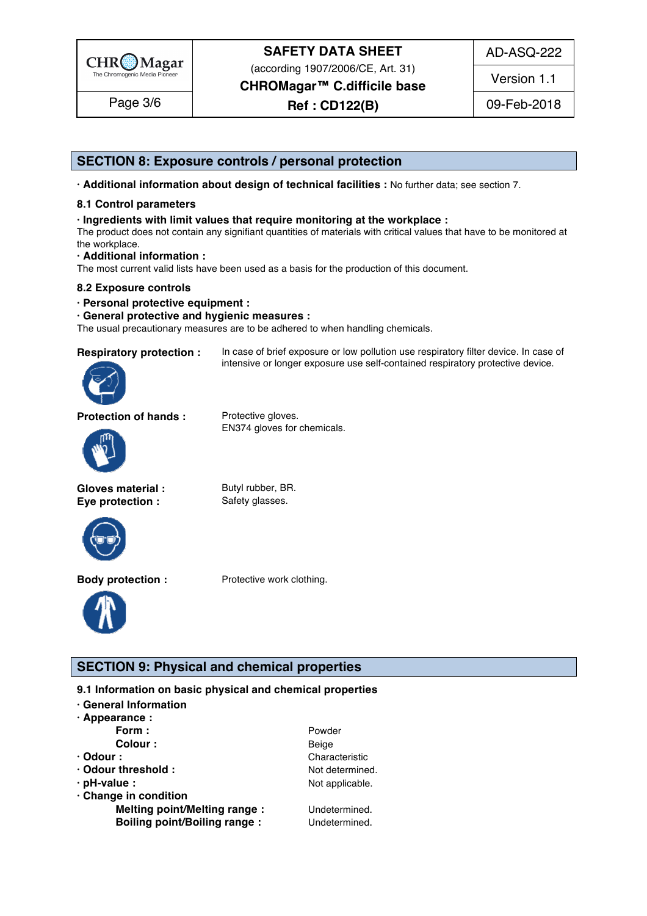## SECTION 8: Exposure controls / personal protection

· **Additional information about design of technical facilities :** No further data; see section 7.

### 8.1 Control parameters

· **Ingredients with limit values that require monitoring at the workplace :**
The product does not contain any signifiant quantities of materials with critical values that have to be monitored at the workplace.

· **Additional information :**
The most current valid lists have been used as a basis for the production of this document.

### 8.2 Exposure controls

· **Personal protective equipment :**

· **General protective and hygienic measures :**
The usual precautionary measures are to be adhered to when handling chemicals.

**Respiratory protection :** In case of brief exposure or low pollution use respiratory filter device. In case of intensive or longer exposure use self-contained respiratory protective device.

**Protection of hands :** Protective gloves.
EN374 gloves for chemicals.

**Gloves material :** Butyl rubber, BR.

**Eye protection :** Safety glasses.

**Body protection :** Protective work clothing.

## SECTION 9: Physical and chemical properties

### 9.1 Information on basic physical and chemical properties

· **General Information**

· **Appearance :**

| | |
|---|---|
| **Form :** | Powder |
| **Colour :** | Beige |
| · **Odour :** | Characteristic |
| · **Odour threshold :** | Not determined. |
| · **pH-value :** | Not applicable. |

· **Change in condition**

| | |
|---|---|
| **Melting point/Melting range :** | Undetermined. |
| **Boiling point/Boiling range :** | Undetermined. |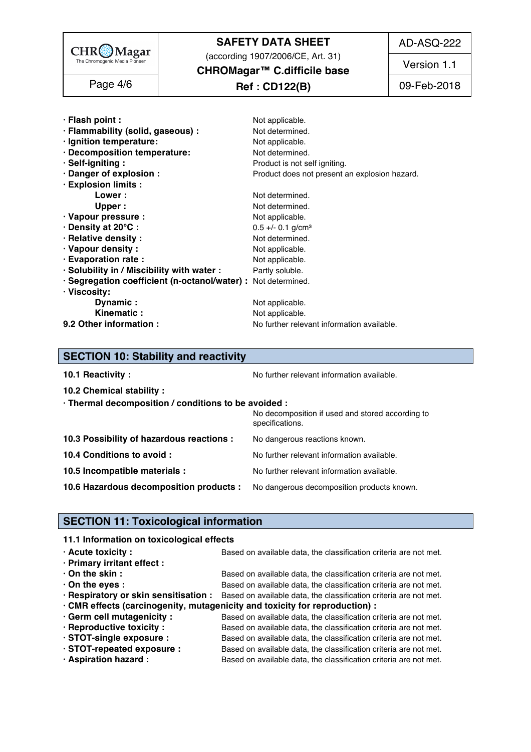· **Flash point :** Not applicable.
· **Flammability (solid, gaseous) :** Not determined.
· **Ignition temperature:** Not applicable.
· **Decomposition temperature:** Not determined.
· **Self-igniting :** Product is not self igniting.
· **Danger of explosion :** Product does not present an explosion hazard.
· **Explosion limits :**
  - **Lower :** Not determined.
  - **Upper :** Not determined.

· **Vapour pressure :** Not applicable.
· **Density at 20°C :** 0.5 +/- 0.1 g/cm³
· **Relative density :** Not determined.
· **Vapour density :** Not applicable.
· **Evaporation rate :** Not applicable.
· **Solubility in / Miscibility with water :** Partly soluble.
· **Segregation coefficient (n-octanol/water) :** Not determined.
· **Viscosity:**
  - **Dynamic :** Not applicable.
  - **Kinematic :** Not applicable.

**9.2 Other information :** No further relevant information available.

## SECTION 10: Stability and reactivity

**10.1 Reactivity :** No further relevant information available.

**10.2 Chemical stability :**

· **Thermal decomposition / conditions to be avoided :** No decomposition if used and stored according to specifications.

**10.3 Possibility of hazardous reactions :** No dangerous reactions known.

**10.4 Conditions to avoid :** No further relevant information available.

**10.5 Incompatible materials :** No further relevant information available.

**10.6 Hazardous decomposition products :** No dangerous decomposition products known.

## SECTION 11: Toxicological information

**11.1 Information on toxicological effects**

· **Acute toxicity :** Based on available data, the classification criteria are not met.
· **Primary irritant effect :**
· **On the skin :** Based on available data, the classification criteria are not met.
· **On the eyes :** Based on available data, the classification criteria are not met.
· **Respiratory or skin sensitisation :** Based on available data, the classification criteria are not met.
· **CMR effects (carcinogenity, mutagenicity and toxicity for reproduction) :**
· **Germ cell mutagenicity :** Based on available data, the classification criteria are not met.
· **Reproductive toxicity :** Based on available data, the classification criteria are not met.
· **STOT-single exposure :** Based on available data, the classification criteria are not met.
· **STOT-repeated exposure :** Based on available data, the classification criteria are not met.
· **Aspiration hazard :** Based on available data, the classification criteria are not met.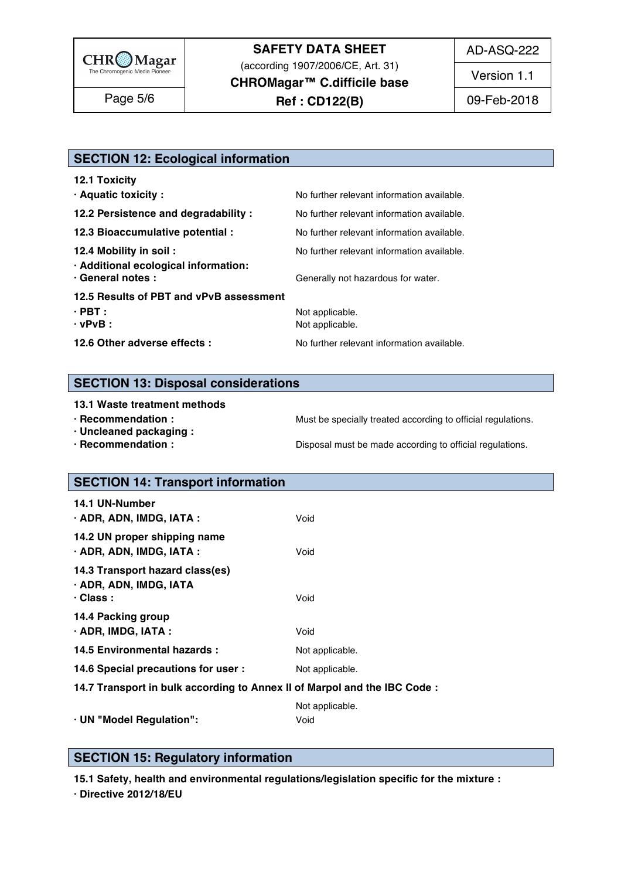## SECTION 12: Ecological information

**12.1 Toxicity**

| | |
|---|---|
| **· Aquatic toxicity :** | No further relevant information available. |
| **12.2 Persistence and degradability :** | No further relevant information available. |
| **12.3 Bioaccumulative potential :** | No further relevant information available. |
| **12.4 Mobility in soil :** | No further relevant information available. |
| **· Additional ecological information:** | |
| **· General notes :** | Generally not hazardous for water. |

**12.5 Results of PBT and vPvB assessment**

| | |
|---|---|
| **· PBT :** | Not applicable. |
| **· vPvB :** | Not applicable. |
| **12.6 Other adverse effects :** | No further relevant information available. |

## SECTION 13: Disposal considerations

**13.1 Waste treatment methods**

| | |
|---|---|
| **· Recommendation :** | Must be specially treated according to official regulations. |
| **· Uncleaned packaging :** | |
| **· Recommendation :** | Disposal must be made according to official regulations. |

## SECTION 14: Transport information

**14.1 UN-Number**

| | |
|---|---|
| **· ADR, ADN, IMDG, IATA :** | Void |

**14.2 UN proper shipping name**

| | |
|---|---|
| **· ADR, ADN, IMDG, IATA :** | Void |

**14.3 Transport hazard class(es)**

**· ADR, ADN, IMDG, IATA**

| | |
|---|---|
| **· Class :** | Void |

**14.4 Packing group**

| | |
|---|---|
| **· ADR, IMDG, IATA :** | Void |
| **14.5 Environmental hazards :** | Not applicable. |
| **14.6 Special precautions for user :** | Not applicable. |

**14.7 Transport in bulk according to Annex II of Marpol and the IBC Code :**

| | |
|---|---|
| | Not applicable. |
| **· UN "Model Regulation":** | Void |

## SECTION 15: Regulatory information

**15.1 Safety, health and environmental regulations/legislation specific for the mixture :**

**· Directive 2012/18/EU**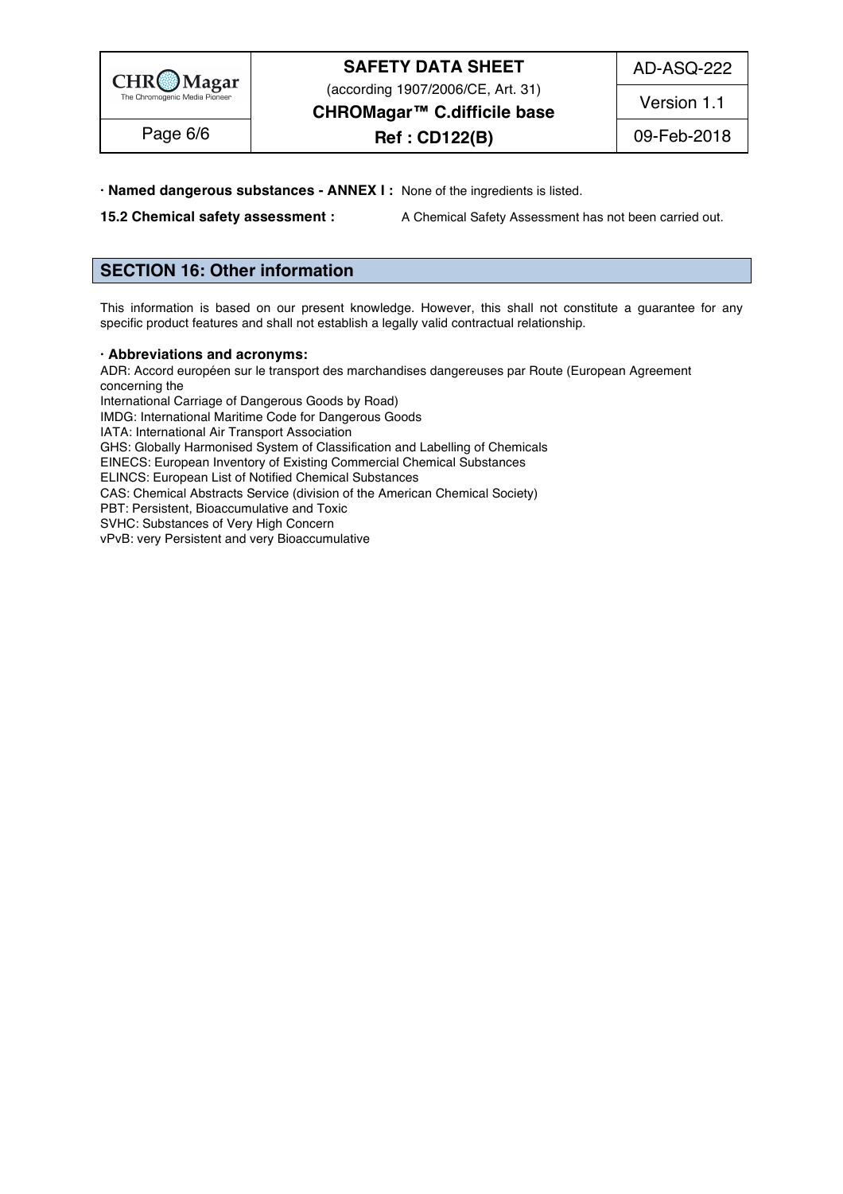**· Named dangerous substances - ANNEX I :** None of the ingredients is listed.

**15.2 Chemical safety assessment :** A Chemical Safety Assessment has not been carried out.

## SECTION 16: Other information

This information is based on our present knowledge. However, this shall not constitute a guarantee for any specific product features and shall not establish a legally valid contractual relationship.

**· Abbreviations and acronyms:**

ADR: Accord européen sur le transport des marchandises dangereuses par Route (European Agreement concerning the
International Carriage of Dangerous Goods by Road)
IMDG: International Maritime Code for Dangerous Goods
IATA: International Air Transport Association
GHS: Globally Harmonised System of Classification and Labelling of Chemicals
EINECS: European Inventory of Existing Commercial Chemical Substances
ELINCS: European List of Notified Chemical Substances
CAS: Chemical Abstracts Service (division of the American Chemical Society)
PBT: Persistent, Bioaccumulative and Toxic
SVHC: Substances of Very High Concern
vPvB: very Persistent and very Bioaccumulative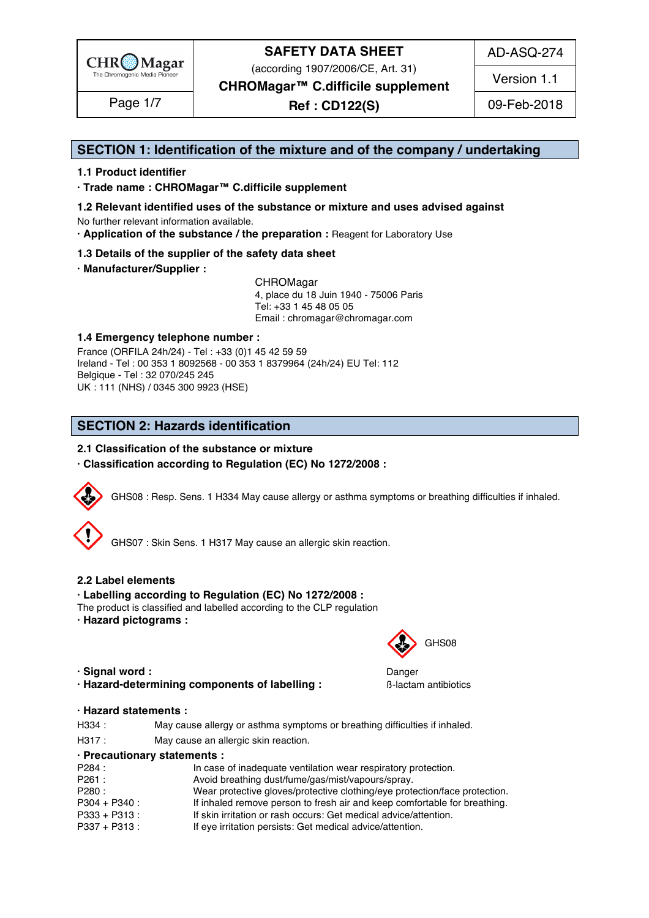## SECTION 1: Identification of the mixture and of the company / undertaking

**1.1 Product identifier**

**· Trade name : CHROMagar™ C.difficile supplement**

**1.2 Relevant identified uses of the substance or mixture and uses advised against**

No further relevant information available.

**· Application of the substance / the preparation :** Reagent for Laboratory Use

**1.3 Details of the supplier of the safety data sheet**

**· Manufacturer/Supplier :**

CHROMagar
4, place du 18 Juin 1940 - 75006 Paris
Tel: +33 1 45 48 05 05
Email : chromagar@chromagar.com

**1.4 Emergency telephone number :**

France (ORFILA 24h/24) - Tel : +33 (0)1 45 42 59 59
Ireland - Tel : 00 353 1 8092568 - 00 353 1 8379964 (24h/24) EU Tel: 112
Belgique - Tel : 32 070/245 245
UK : 111 (NHS) / 0345 300 9923 (HSE)

## SECTION 2: Hazards identification

**2.1 Classification of the substance or mixture**

**· Classification according to Regulation (EC) No 1272/2008 :**

GHS08 : Resp. Sens. 1 H334 May cause allergy or asthma symptoms or breathing difficulties if inhaled.

GHS07 : Skin Sens. 1 H317 May cause an allergic skin reaction.

**2.2 Label elements**

**· Labelling according to Regulation (EC) No 1272/2008 :**

The product is classified and labelled according to the CLP regulation

**· Hazard pictograms :** GHS08

**· Signal word :** Danger

**· Hazard-determining components of labelling :** ß-lactam antibiotics

**· Hazard statements :**

| | |
|---|---|
| H334 : | May cause allergy or asthma symptoms or breathing difficulties if inhaled. |
| H317 : | May cause an allergic skin reaction. |

**· Precautionary statements :**

| | |
|---|---|
| P284 : | In case of inadequate ventilation wear respiratory protection. |
| P261 : | Avoid breathing dust/fume/gas/mist/vapours/spray. |
| P280 : | Wear protective gloves/protective clothing/eye protection/face protection. |
| P304 + P340 : | If inhaled remove person to fresh air and keep comfortable for breathing. |
| P333 + P313 : | If skin irritation or rash occurs: Get medical advice/attention. |
| P337 + P313 : | If eye irritation persists: Get medical advice/attention. |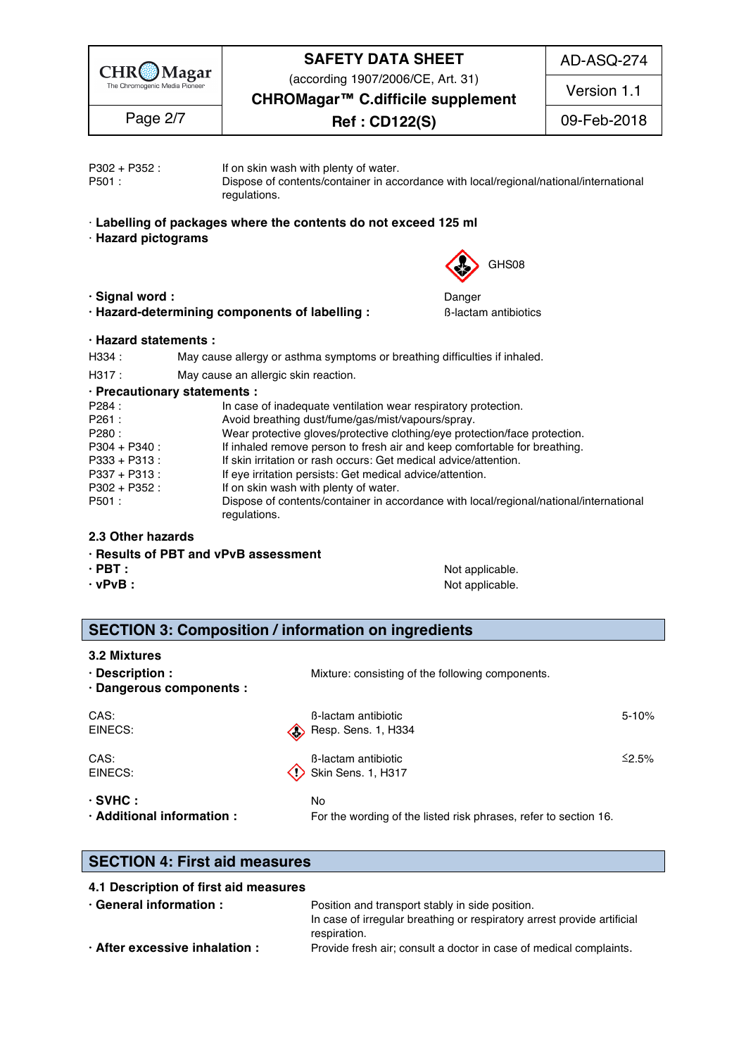P302 + P352 : If on skin wash with plenty of water.
P501 : Dispose of contents/container in accordance with local/regional/national/international regulations.

· **Labelling of packages where the contents do not exceed 125 ml**
· **Hazard pictograms**

GHS08

· **Signal word :** Danger
· **Hazard-determining components of labelling :** ß-lactam antibiotics

· **Hazard statements :**

H334 : May cause allergy or asthma symptoms or breathing difficulties if inhaled.

H317 : May cause an allergic skin reaction.

· **Precautionary statements :**

P284 : In case of inadequate ventilation wear respiratory protection.
P261 : Avoid breathing dust/fume/gas/mist/vapours/spray.
P280 : Wear protective gloves/protective clothing/eye protection/face protection.
P304 + P340 : If inhaled remove person to fresh air and keep comfortable for breathing.
P333 + P313 : If skin irritation or rash occurs: Get medical advice/attention.
P337 + P313 : If eye irritation persists: Get medical advice/attention.
P302 + P352 : If on skin wash with plenty of water.
P501 : Dispose of contents/container in accordance with local/regional/national/international regulations.

### 2.3 Other hazards

· **Results of PBT and vPvB assessment**
· **PBT :** Not applicable.
· **vPvB :** Not applicable.

## SECTION 3: Composition / information on ingredients

### 3.2 Mixtures

· **Description :** Mixture: consisting of the following components.
· **Dangerous components :**

| | | |
|---|---|---|
| CAS:<br>EINECS: | ß-lactam antibiotic<br>Resp. Sens. 1, H334 | 5-10% |
| CAS:<br>EINECS: | ß-lactam antibiotic<br>Skin Sens. 1, H317 | ≤2.5% |

· **SVHC :** No
· **Additional information :** For the wording of the listed risk phrases, refer to section 16.

## SECTION 4: First aid measures

### 4.1 Description of first aid measures

· **General information :** Position and transport stably in side position. In case of irregular breathing or respiratory arrest provide artificial respiration.
· **After excessive inhalation :** Provide fresh air; consult a doctor in case of medical complaints.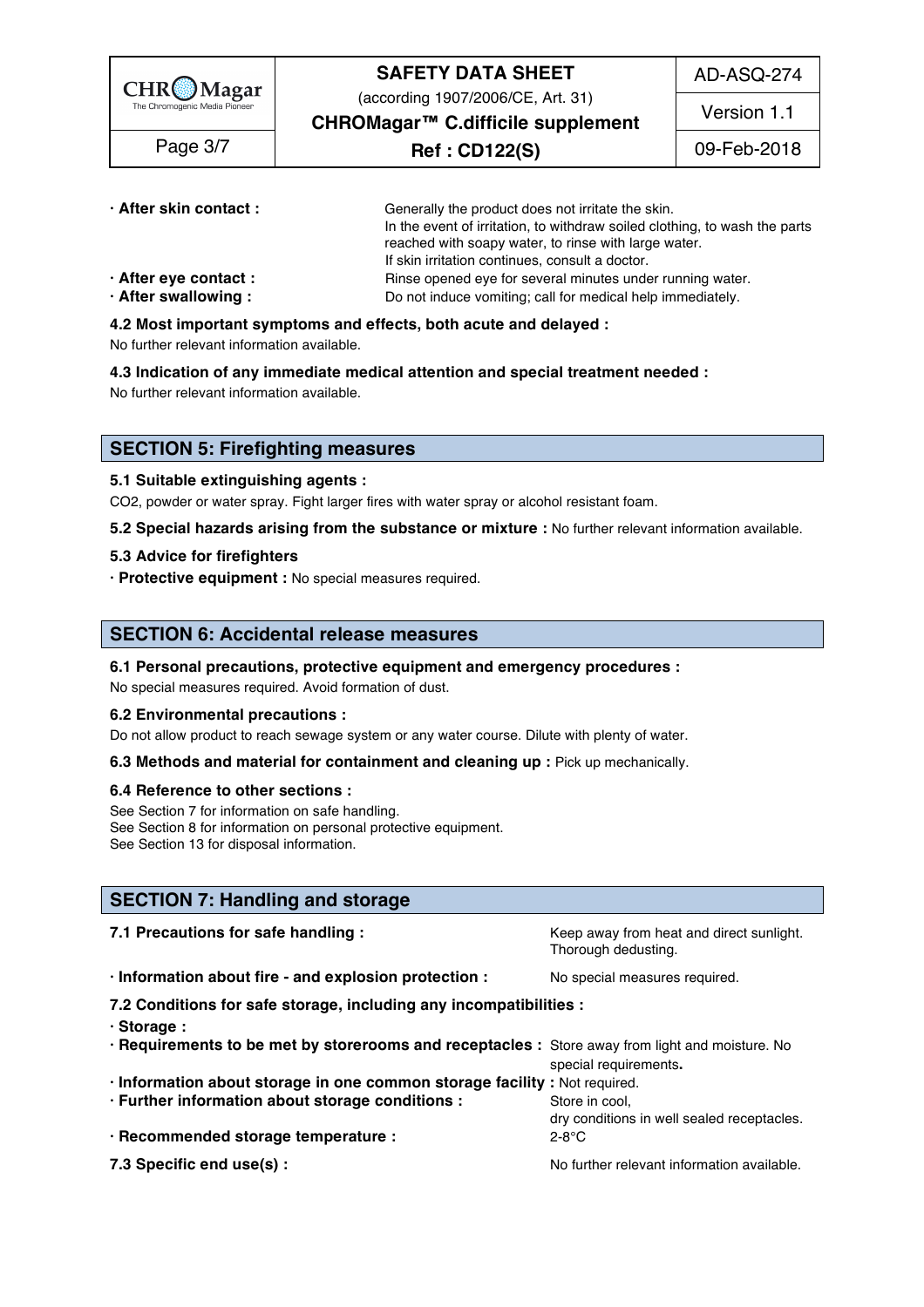**· After skin contact :** Generally the product does not irritate the skin.
In the event of irritation, to withdraw soiled clothing, to wash the parts reached with soapy water, to rinse with large water.
If skin irritation continues, consult a doctor.

**· After eye contact :** Rinse opened eye for several minutes under running water.

**· After swallowing :** Do not induce vomiting; call for medical help immediately.

**4.2 Most important symptoms and effects, both acute and delayed :**

No further relevant information available.

**4.3 Indication of any immediate medical attention and special treatment needed :**

No further relevant information available.

## SECTION 5: Firefighting measures

**5.1 Suitable extinguishing agents :**

$CO_2$, powder or water spray. Fight larger fires with water spray or alcohol resistant foam.

**5.2 Special hazards arising from the substance or mixture :** No further relevant information available.

**5.3 Advice for firefighters**

**· Protective equipment :** No special measures required.

## SECTION 6: Accidental release measures

**6.1 Personal precautions, protective equipment and emergency procedures :**

No special measures required. Avoid formation of dust.

**6.2 Environmental precautions :**

Do not allow product to reach sewage system or any water course. Dilute with plenty of water.

**6.3 Methods and material for containment and cleaning up :** Pick up mechanically.

**6.4 Reference to other sections :**

See Section 7 for information on safe handling.
See Section 8 for information on personal protective equipment.
See Section 13 for disposal information.

## SECTION 7: Handling and storage

**7.1 Precautions for safe handling :** Keep away from heat and direct sunlight. Thorough dedusting.

**· Information about fire - and explosion protection :** No special measures required.

**7.2 Conditions for safe storage, including any incompatibilities :**

**· Storage :**

**· Requirements to be met by storerooms and receptacles :** Store away from light and moisture. No special requirements**.**

**· Information about storage in one common storage facility :** Not required.

**· Further information about storage conditions :** Store in cool, dry conditions in well sealed receptacles.

**· Recommended storage temperature :** 2-8°C

**7.3 Specific end use(s) :** No further relevant information available.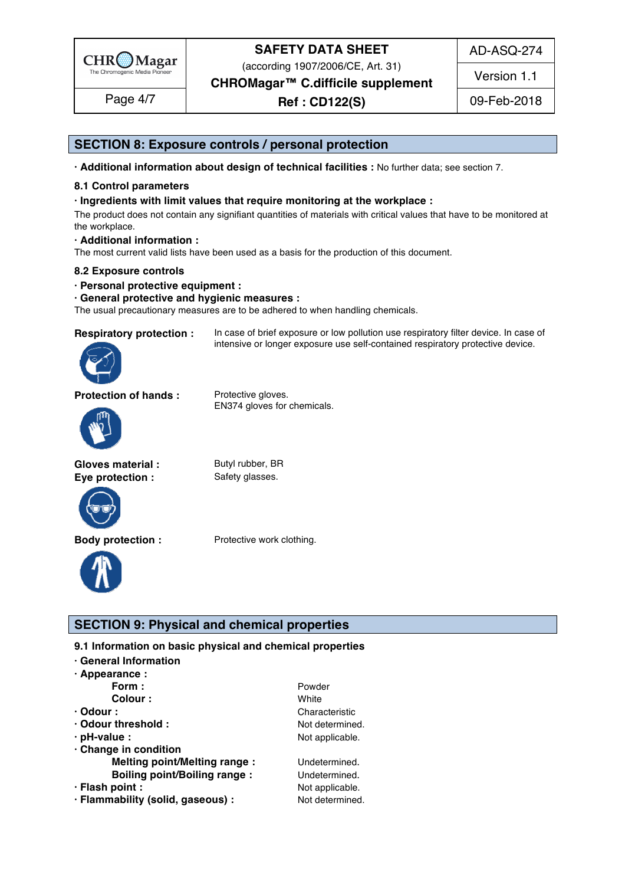## SECTION 8: Exposure controls / personal protection

· **Additional information about design of technical facilities :** No further data; see section 7.

### 8.1 Control parameters

· **Ingredients with limit values that require monitoring at the workplace :**

The product does not contain any signifiant quantities of materials with critical values that have to be monitored at the workplace.

· **Additional information :**

The most current valid lists have been used as a basis for the production of this document.

### 8.2 Exposure controls

· **Personal protective equipment :**

· **General protective and hygienic measures :**

The usual precautionary measures are to be adhered to when handling chemicals.

**Respiratory protection :** In case of brief exposure or low pollution use respiratory filter device. In case of intensive or longer exposure use self-contained respiratory protective device.

**Protection of hands :** Protective gloves.
EN374 gloves for chemicals.

**Gloves material :** Butyl rubber, BR

**Eye protection :** Safety glasses.

**Body protection :** Protective work clothing.

## SECTION 9: Physical and chemical properties

### 9.1 Information on basic physical and chemical properties

· **General Information**

· **Appearance :**

| | |
|---|---|
| **Form :** | Powder |
| **Colour :** | White |
| · **Odour :** | Characteristic |
| · **Odour threshold :** | Not determined. |
| · **pH-value :** | Not applicable. |
| · **Change in condition** | |
| **Melting point/Melting range :** | Undetermined. |
| **Boiling point/Boiling range :** | Undetermined. |
| · **Flash point :** | Not applicable. |
| · **Flammability (solid, gaseous) :** | Not determined. |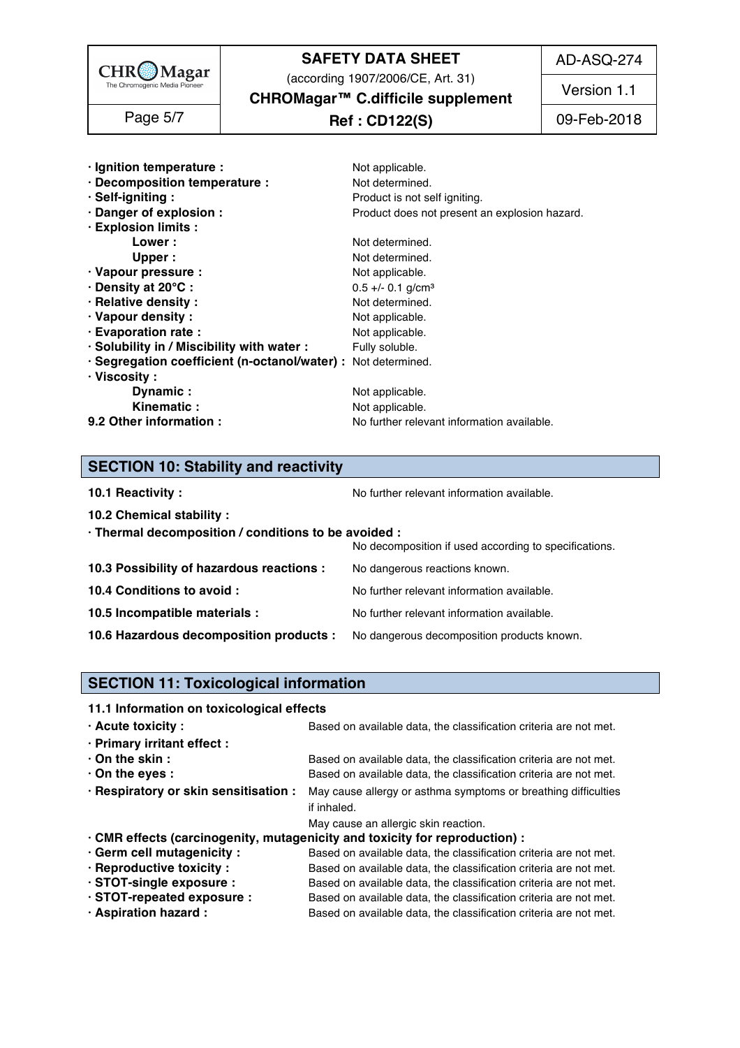| | |
|---|---|
| · **Ignition temperature :** | Not applicable. |
| · **Decomposition temperature :** | Not determined. |
| · **Self-igniting :** | Product is not self igniting. |
| · **Danger of explosion :** | Product does not present an explosion hazard. |
| · **Explosion limits :** | |
| **Lower :** | Not determined. |
| **Upper :** | Not determined. |
| · **Vapour pressure :** | Not applicable. |
| · **Density at 20°C :** | 0.5 +/- 0.1 g/cm³ |
| · **Relative density :** | Not determined. |
| · **Vapour density :** | Not applicable. |
| · **Evaporation rate :** | Not applicable. |
| · **Solubility in / Miscibility with water :** | Fully soluble. |
| · **Segregation coefficient (n-octanol/water) :** | Not determined. |
| · **Viscosity :** | |
| **Dynamic :** | Not applicable. |
| **Kinematic :** | Not applicable. |
| **9.2 Other information :** | No further relevant information available. |

## SECTION 10: Stability and reactivity

**10.1 Reactivity :** No further relevant information available.

**10.2 Chemical stability :**

· **Thermal decomposition / conditions to be avoided :**
No decomposition if used according to specifications.

**10.3 Possibility of hazardous reactions :** No dangerous reactions known.

**10.4 Conditions to avoid :** No further relevant information available.

**10.5 Incompatible materials :** No further relevant information available.

**10.6 Hazardous decomposition products :** No dangerous decomposition products known.

## SECTION 11: Toxicological information

**11.1 Information on toxicological effects**

| | |
|---|---|
| · **Acute toxicity :** | Based on available data, the classification criteria are not met. |
| · **Primary irritant effect :** | |
| · **On the skin :** | Based on available data, the classification criteria are not met. |
| · **On the eyes :** | Based on available data, the classification criteria are not met. |
| · **Respiratory or skin sensitisation :** | May cause allergy or asthma symptoms or breathing difficulties if inhaled. May cause an allergic skin reaction. |

· **CMR effects (carcinogenity, mutagenicity and toxicity for reproduction) :**

| | |
|---|---|
| · **Germ cell mutagenicity :** | Based on available data, the classification criteria are not met. |
| · **Reproductive toxicity :** | Based on available data, the classification criteria are not met. |
| · **STOT-single exposure :** | Based on available data, the classification criteria are not met. |
| · **STOT-repeated exposure :** | Based on available data, the classification criteria are not met. |
| · **Aspiration hazard :** | Based on available data, the classification criteria are not met. |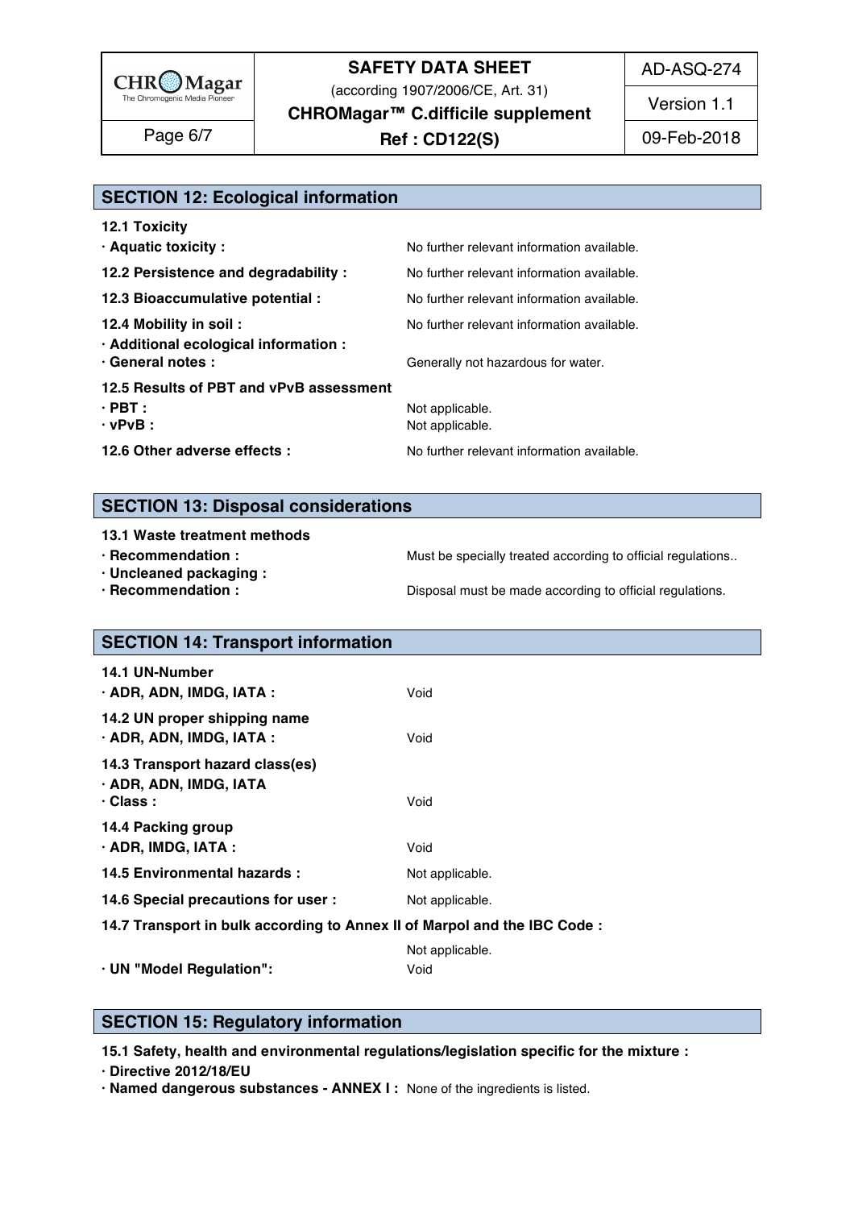## SECTION 12: Ecological information

**12.1 Toxicity**

**· Aquatic toxicity :** No further relevant information available.

**12.2 Persistence and degradability :** No further relevant information available.

**12.3 Bioaccumulative potential :** No further relevant information available.

**12.4 Mobility in soil :** No further relevant information available.

**· Additional ecological information :**

**· General notes :** Generally not hazardous for water.

**12.5 Results of PBT and vPvB assessment**

**· PBT :** Not applicable.

**· vPvB :** Not applicable.

**12.6 Other adverse effects :** No further relevant information available.

## SECTION 13: Disposal considerations

**13.1 Waste treatment methods**

**· Recommendation :** Must be specially treated according to official regulations..

**· Uncleaned packaging :**

**· Recommendation :** Disposal must be made according to official regulations.

## SECTION 14: Transport information

**14.1 UN-Number**

**· ADR, ADN, IMDG, IATA :** Void

**14.2 UN proper shipping name**

**· ADR, ADN, IMDG, IATA :** Void

**14.3 Transport hazard class(es)**

**· ADR, ADN, IMDG, IATA**

**· Class :** Void

**14.4 Packing group**

**· ADR, IMDG, IATA :** Void

**14.5 Environmental hazards :** Not applicable.

**14.6 Special precautions for user :** Not applicable.

**14.7 Transport in bulk according to Annex II of Marpol and the IBC Code :**

Not applicable.

**· UN "Model Regulation":** Void

## SECTION 15: Regulatory information

**15.1 Safety, health and environmental regulations/legislation specific for the mixture :**

**· Directive 2012/18/EU**

**· Named dangerous substances - ANNEX I :** None of the ingredients is listed.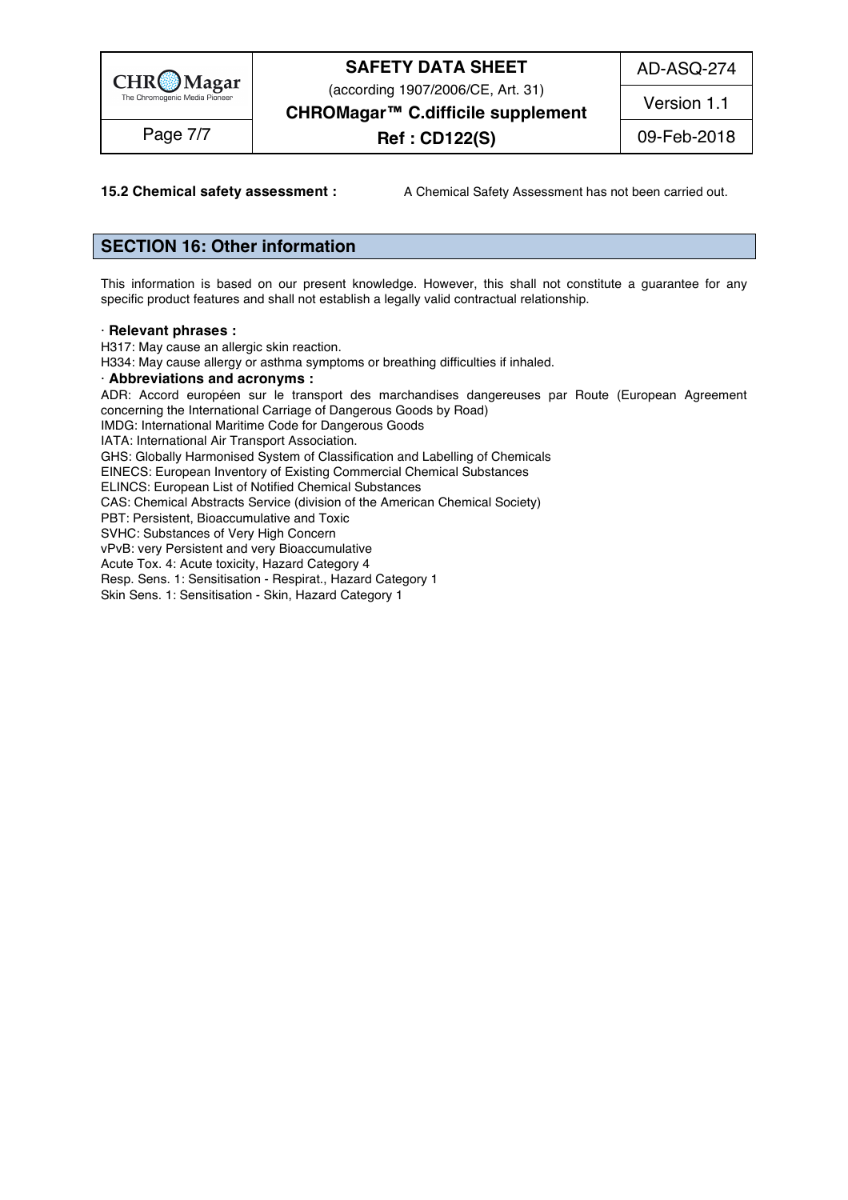**15.2 Chemical safety assessment :** A Chemical Safety Assessment has not been carried out.

## SECTION 16: Other information

This information is based on our present knowledge. However, this shall not constitute a guarantee for any specific product features and shall not establish a legally valid contractual relationship.

· **Relevant phrases :**

H317: May cause an allergic skin reaction.

H334: May cause allergy or asthma symptoms or breathing difficulties if inhaled.

· **Abbreviations and acronyms :**

ADR: Accord européen sur le transport des marchandises dangereuses par Route (European Agreement concerning the International Carriage of Dangerous Goods by Road)

IMDG: International Maritime Code for Dangerous Goods

IATA: International Air Transport Association.

GHS: Globally Harmonised System of Classification and Labelling of Chemicals

EINECS: European Inventory of Existing Commercial Chemical Substances

ELINCS: European List of Notified Chemical Substances

CAS: Chemical Abstracts Service (division of the American Chemical Society)

PBT: Persistent, Bioaccumulative and Toxic

SVHC: Substances of Very High Concern

vPvB: very Persistent and very Bioaccumulative

Acute Tox. 4: Acute toxicity, Hazard Category 4

Resp. Sens. 1: Sensitisation - Respirat., Hazard Category 1

Skin Sens. 1: Sensitisation - Skin, Hazard Category 1